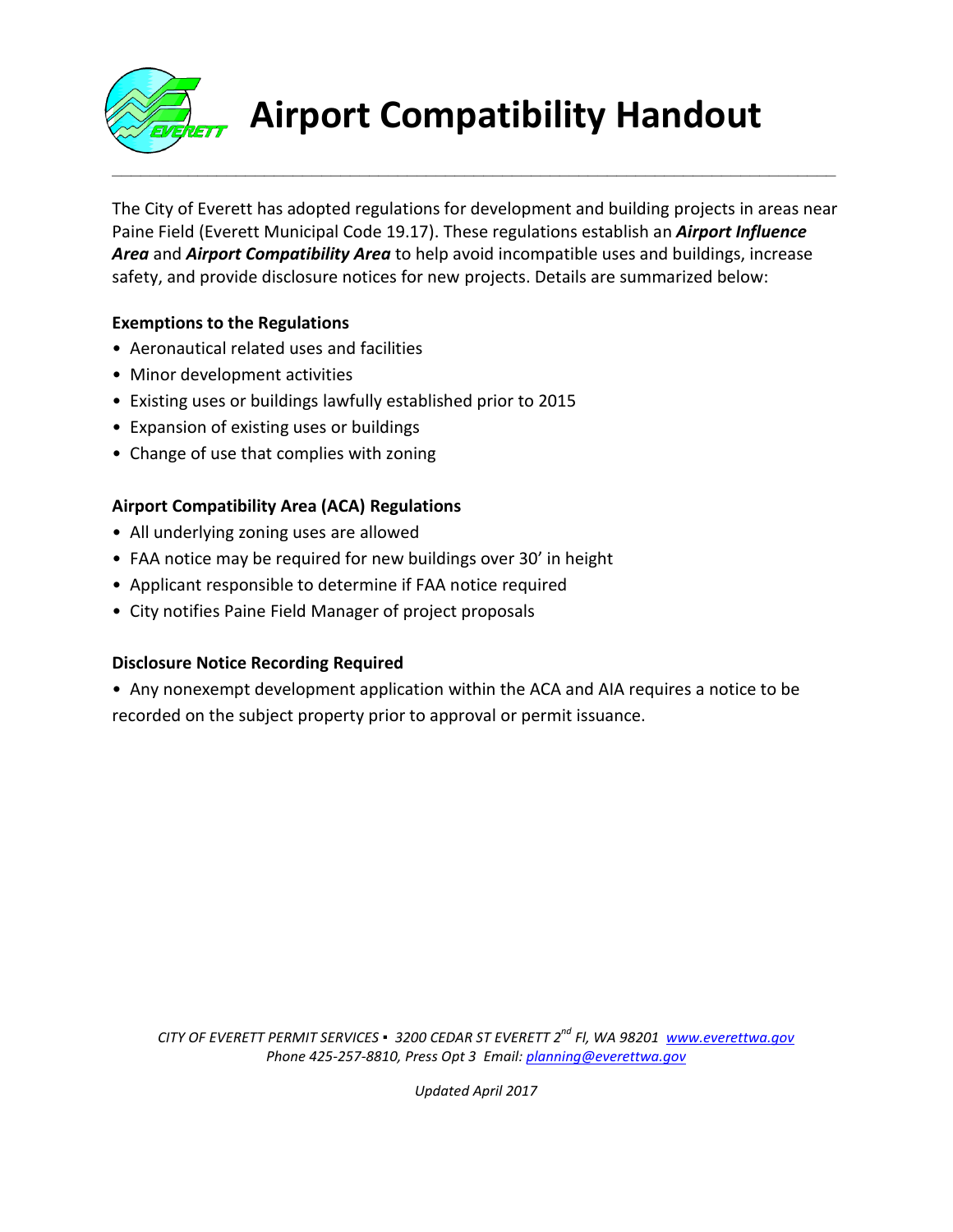# Airport Compatibility Handout

The City of Everett has adopted regulations for development and building projects in areas near Paine Field (Everett Municipal Code 19.17). These regulations establish an ***Airport Influence Area*** and ***Airport Compatibility Area*** to help avoid incompatible uses and buildings, increase safety, and provide disclosure notices for new projects. Details are summarized below:

**Exemptions to the Regulations**

- Aeronautical related uses and facilities
- Minor development activities
- Existing uses or buildings lawfully established prior to 2015
- Expansion of existing uses or buildings
- Change of use that complies with zoning

**Airport Compatibility Area (ACA) Regulations**

- All underlying zoning uses are allowed
- FAA notice may be required for new buildings over 30' in height
- Applicant responsible to determine if FAA notice required
- City notifies Paine Field Manager of project proposals

**Disclosure Notice Recording Required**

- Any nonexempt development application within the ACA and AIA requires a notice to be recorded on the subject property prior to approval or permit issuance.

*CITY OF EVERETT PERMIT SERVICES ▪ 3200 CEDAR ST EVERETT 2nd Fl, WA 98201 www.everettwa.gov*
*Phone 425-257-8810, Press Opt 3 Email: planning@everettwa.gov*

*Updated April 2017*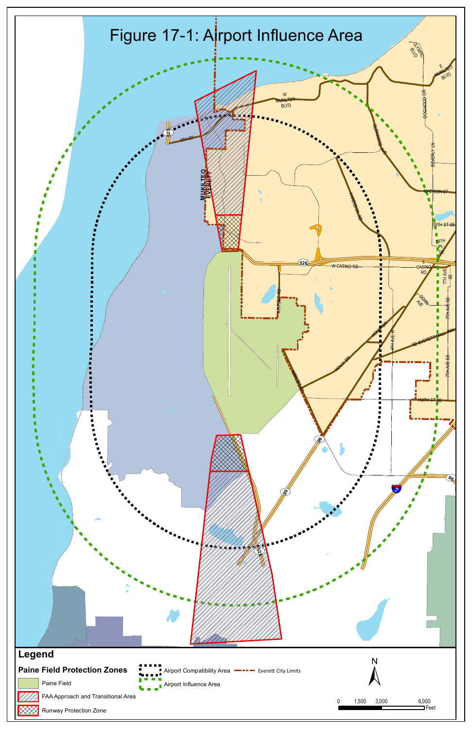# Figure 17-1: Airport Influence Area

## Legend

**Paine Field Protection Zones**

- Paine Field
- FAA Approach and Transitional Area
- Runway Protection Zone
- Airport Compatibility Area
- Airport Influence Area
- Everett City Limits

N

0 1,500 3,000 6,000 Feet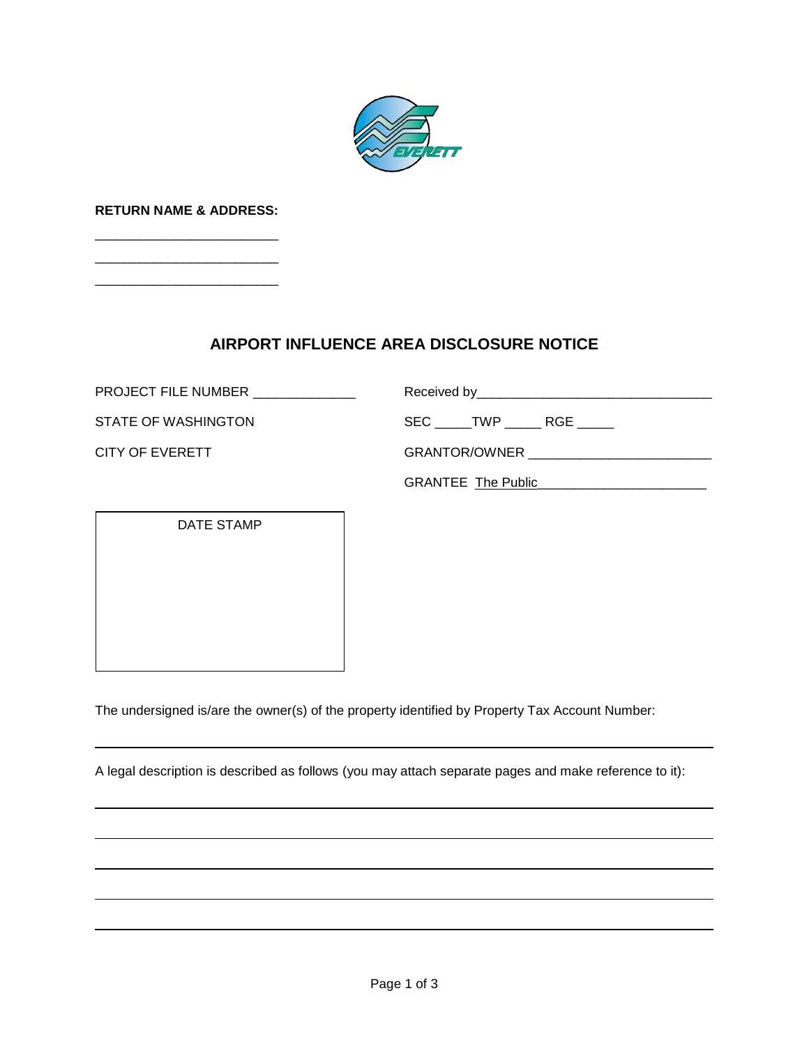**RETURN NAME & ADDRESS:**

______________________________

______________________________

______________________________

# AIRPORT INFLUENCE AREA DISCLOSURE NOTICE

PROJECT FILE NUMBER ______________

STATE OF WASHINGTON

CITY OF EVERETT

Received by________________________________

SEC _____TWP _____ RGE _____

GRANTOR/OWNER ________________________

GRANTEE The Public_______________________

DATE STAMP

The undersigned is/are the owner(s) of the property identified by Property Tax Account Number:

_____________________________________________________________________________

A legal description is described as follows (you may attach separate pages and make reference to it):

_____________________________________________________________________________

_____________________________________________________________________________

_____________________________________________________________________________

_____________________________________________________________________________

_____________________________________________________________________________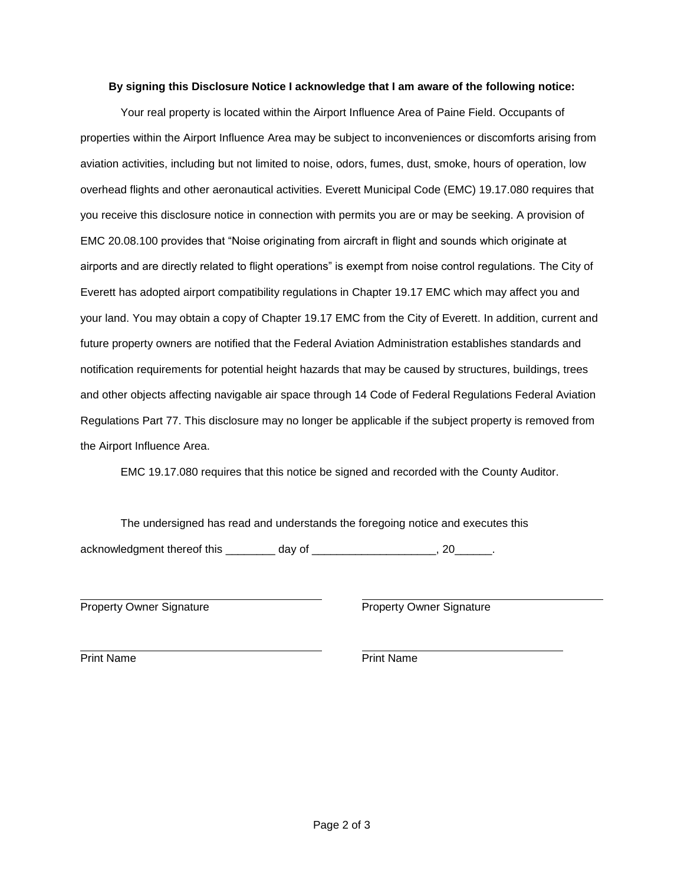**By signing this Disclosure Notice I acknowledge that I am aware of the following notice:**

Your real property is located within the Airport Influence Area of Paine Field. Occupants of properties within the Airport Influence Area may be subject to inconveniences or discomforts arising from aviation activities, including but not limited to noise, odors, fumes, dust, smoke, hours of operation, low overhead flights and other aeronautical activities. Everett Municipal Code (EMC) 19.17.080 requires that you receive this disclosure notice in connection with permits you are or may be seeking. A provision of EMC 20.08.100 provides that “Noise originating from aircraft in flight and sounds which originate at airports and are directly related to flight operations” is exempt from noise control regulations. The City of Everett has adopted airport compatibility regulations in Chapter 19.17 EMC which may affect you and your land. You may obtain a copy of Chapter 19.17 EMC from the City of Everett. In addition, current and future property owners are notified that the Federal Aviation Administration establishes standards and notification requirements for potential height hazards that may be caused by structures, buildings, trees and other objects affecting navigable air space through 14 Code of Federal Regulations Federal Aviation Regulations Part 77. This disclosure may no longer be applicable if the subject property is removed from the Airport Influence Area.

EMC 19.17.080 requires that this notice be signed and recorded with the County Auditor.

The undersigned has read and understands the foregoing notice and executes this acknowledgment thereof this ________ day of ____________________, 20______.

| ______________________________ | ______________________________ |
| --- | --- |
| Property Owner Signature | Property Owner Signature |
| ______________________________ | ______________________________ |
| Print Name | Print Name |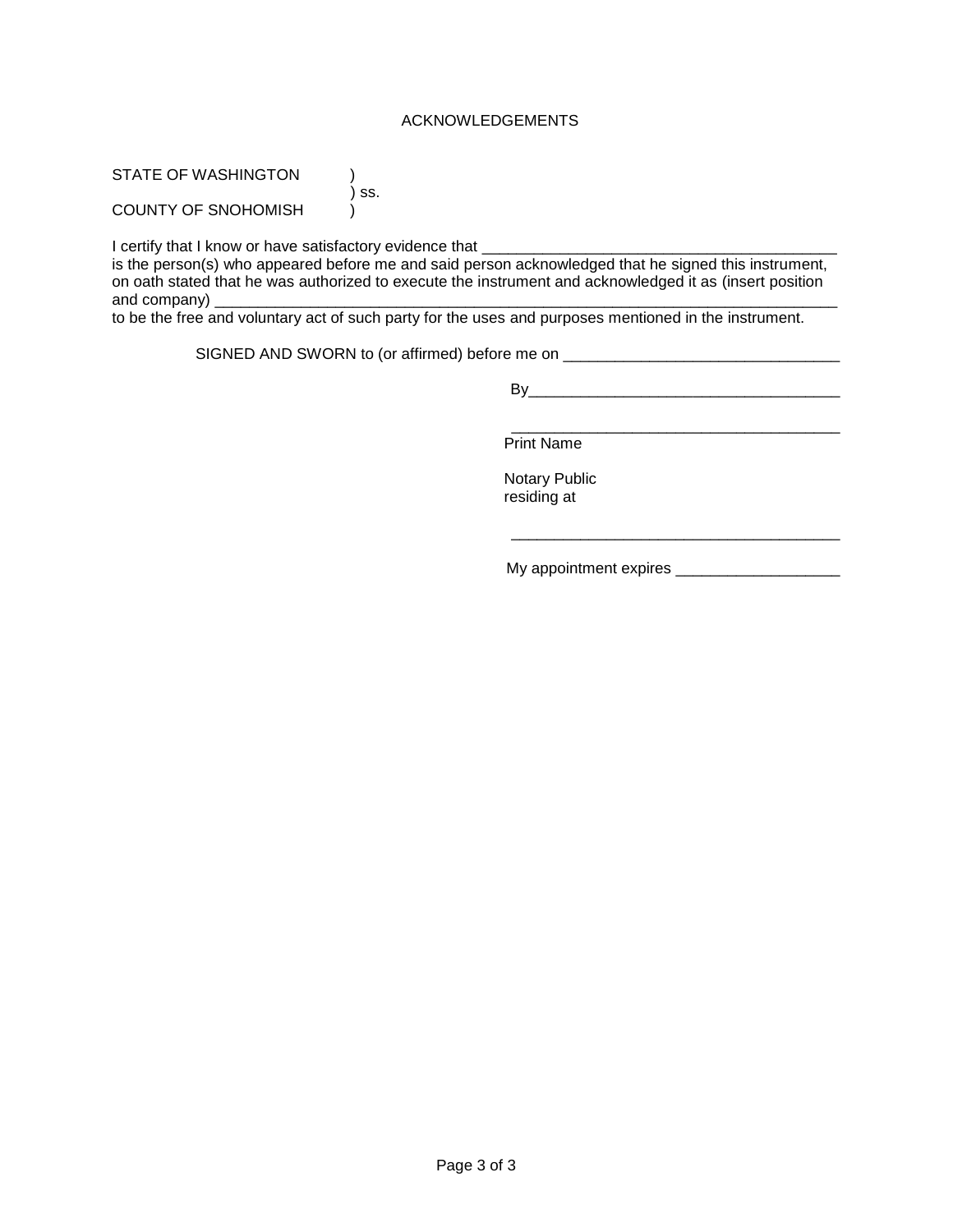# ACKNOWLEDGEMENTS

STATE OF WASHINGTON )
) ss.
COUNTY OF SNOHOMISH )

I certify that I know or have satisfactory evidence that ________________________________________ is the person(s) who appeared before me and said person acknowledged that he signed this instrument, on oath stated that he was authorized to execute the instrument and acknowledged it as (insert position and company) ______________________________________________________________________ to be the free and voluntary act of such party for the uses and purposes mentioned in the instrument.

SIGNED AND SWORN to (or affirmed) before me on _______________________________

By___________________________________

_____________________________________
Print Name

Notary Public
residing at

_____________________________________

My appointment expires __________________